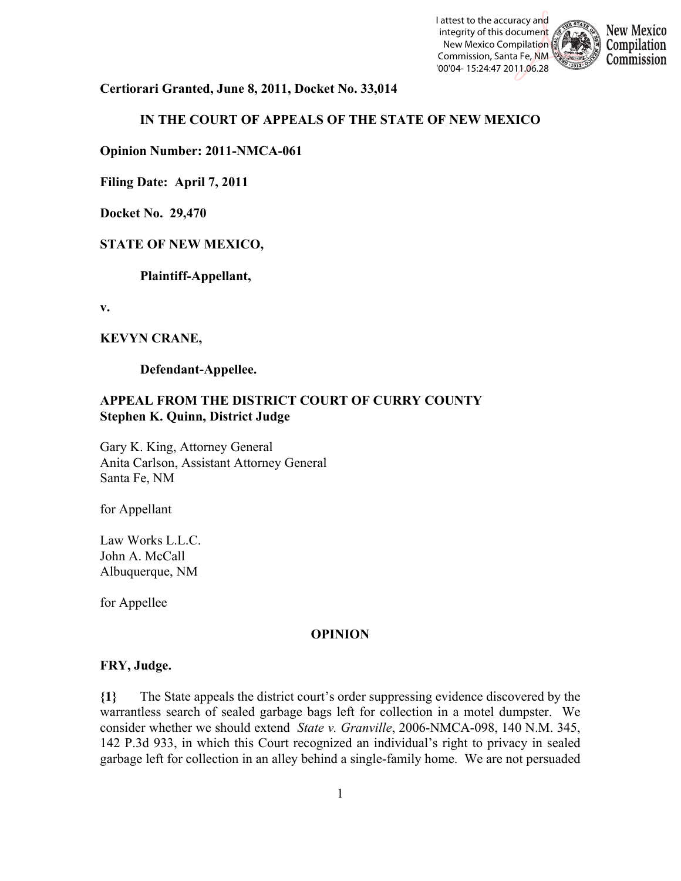**Certiorari Granted, June 8, 2011, Docket No. 33,014**

**IN THE COURT OF APPEALS OF THE STATE OF NEW MEXICO**

**Opinion Number: 2011-NMCA-061**

**Filing Date: April 7, 2011**

**Docket No. 29,470**

**STATE OF NEW MEXICO,**

**Plaintiff-Appellant,**

**v.**

**KEVYN CRANE,**

**Defendant-Appellee.**

**APPEAL FROM THE DISTRICT COURT OF CURRY COUNTY**
**Stephen K. Quinn, District Judge**

Gary K. King, Attorney General
Anita Carlson, Assistant Attorney General
Santa Fe, NM

for Appellant

Law Works L.L.C.
John A. McCall
Albuquerque, NM

for Appellee

**OPINION**

**FRY, Judge.**

**{1}** The State appeals the district court's order suppressing evidence discovered by the warrantless search of sealed garbage bags left for collection in a motel dumpster. We consider whether we should extend *State v. Granville*, 2006-NMCA-098, 140 N.M. 345, 142 P.3d 933, in which this Court recognized an individual's right to privacy in sealed garbage left for collection in an alley behind a single-family home. We are not persuaded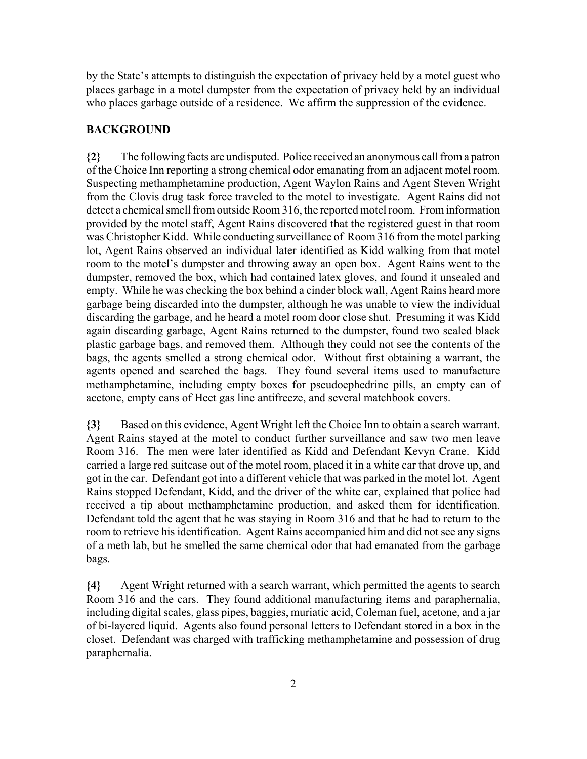by the State's attempts to distinguish the expectation of privacy held by a motel guest who places garbage in a motel dumpster from the expectation of privacy held by an individual who places garbage outside of a residence. We affirm the suppression of the evidence.

## BACKGROUND

**{2}** The following facts are undisputed. Police received an anonymous call from a patron of the Choice Inn reporting a strong chemical odor emanating from an adjacent motel room. Suspecting methamphetamine production, Agent Waylon Rains and Agent Steven Wright from the Clovis drug task force traveled to the motel to investigate. Agent Rains did not detect a chemical smell from outside Room 316, the reported motel room. From information provided by the motel staff, Agent Rains discovered that the registered guest in that room was Christopher Kidd. While conducting surveillance of Room 316 from the motel parking lot, Agent Rains observed an individual later identified as Kidd walking from that motel room to the motel's dumpster and throwing away an open box. Agent Rains went to the dumpster, removed the box, which had contained latex gloves, and found it unsealed and empty. While he was checking the box behind a cinder block wall, Agent Rains heard more garbage being discarded into the dumpster, although he was unable to view the individual discarding the garbage, and he heard a motel room door close shut. Presuming it was Kidd again discarding garbage, Agent Rains returned to the dumpster, found two sealed black plastic garbage bags, and removed them. Although they could not see the contents of the bags, the agents smelled a strong chemical odor. Without first obtaining a warrant, the agents opened and searched the bags. They found several items used to manufacture methamphetamine, including empty boxes for pseudoephedrine pills, an empty can of acetone, empty cans of Heet gas line antifreeze, and several matchbook covers.

**{3}** Based on this evidence, Agent Wright left the Choice Inn to obtain a search warrant. Agent Rains stayed at the motel to conduct further surveillance and saw two men leave Room 316. The men were later identified as Kidd and Defendant Kevyn Crane. Kidd carried a large red suitcase out of the motel room, placed it in a white car that drove up, and got in the car. Defendant got into a different vehicle that was parked in the motel lot. Agent Rains stopped Defendant, Kidd, and the driver of the white car, explained that police had received a tip about methamphetamine production, and asked them for identification. Defendant told the agent that he was staying in Room 316 and that he had to return to the room to retrieve his identification. Agent Rains accompanied him and did not see any signs of a meth lab, but he smelled the same chemical odor that had emanated from the garbage bags.

**{4}** Agent Wright returned with a search warrant, which permitted the agents to search Room 316 and the cars. They found additional manufacturing items and paraphernalia, including digital scales, glass pipes, baggies, muriatic acid, Coleman fuel, acetone, and a jar of bi-layered liquid. Agents also found personal letters to Defendant stored in a box in the closet. Defendant was charged with trafficking methamphetamine and possession of drug paraphernalia.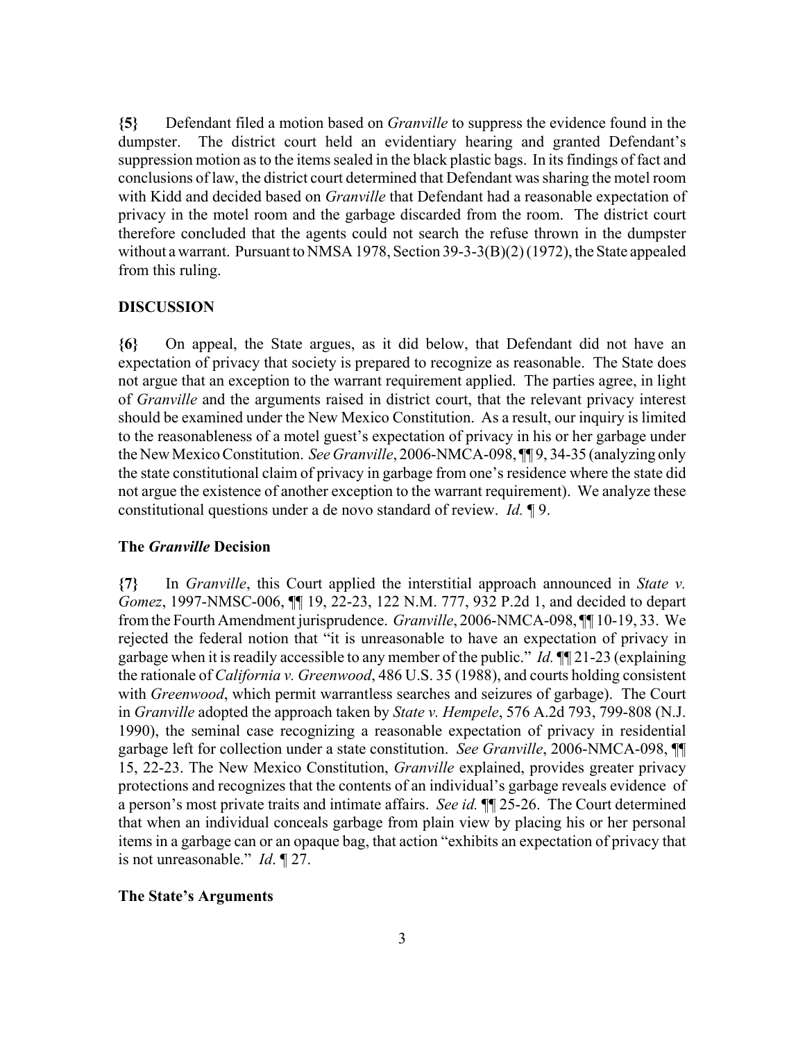**{5}** Defendant filed a motion based on *Granville* to suppress the evidence found in the dumpster. The district court held an evidentiary hearing and granted Defendant's suppression motion as to the items sealed in the black plastic bags. In its findings of fact and conclusions of law, the district court determined that Defendant was sharing the motel room with Kidd and decided based on *Granville* that Defendant had a reasonable expectation of privacy in the motel room and the garbage discarded from the room. The district court therefore concluded that the agents could not search the refuse thrown in the dumpster without a warrant. Pursuant to NMSA 1978, Section 39-3-3(B)(2) (1972), the State appealed from this ruling.

## DISCUSSION

**{6}** On appeal, the State argues, as it did below, that Defendant did not have an expectation of privacy that society is prepared to recognize as reasonable. The State does not argue that an exception to the warrant requirement applied. The parties agree, in light of *Granville* and the arguments raised in district court, that the relevant privacy interest should be examined under the New Mexico Constitution. As a result, our inquiry is limited to the reasonableness of a motel guest's expectation of privacy in his or her garbage under the New Mexico Constitution. *See Granville*, 2006-NMCA-098, ¶¶ 9, 34-35 (analyzing only the state constitutional claim of privacy in garbage from one's residence where the state did not argue the existence of another exception to the warrant requirement). We analyze these constitutional questions under a de novo standard of review. *Id.* ¶ 9.

### The *Granville* Decision

**{7}** In *Granville*, this Court applied the interstitial approach announced in *State v. Gomez*, 1997-NMSC-006, ¶¶ 19, 22-23, 122 N.M. 777, 932 P.2d 1, and decided to depart from the Fourth Amendment jurisprudence. *Granville*, 2006-NMCA-098, ¶¶ 10-19, 33. We rejected the federal notion that "it is unreasonable to have an expectation of privacy in garbage when it is readily accessible to any member of the public." *Id.* ¶¶ 21-23 (explaining the rationale of *California v. Greenwood*, 486 U.S. 35 (1988), and courts holding consistent with *Greenwood*, which permit warrantless searches and seizures of garbage). The Court in *Granville* adopted the approach taken by *State v. Hempele*, 576 A.2d 793, 799-808 (N.J. 1990), the seminal case recognizing a reasonable expectation of privacy in residential garbage left for collection under a state constitution. *See Granville*, 2006-NMCA-098, ¶¶ 15, 22-23. The New Mexico Constitution, *Granville* explained, provides greater privacy protections and recognizes that the contents of an individual's garbage reveals evidence of a person's most private traits and intimate affairs. *See id.* ¶¶ 25-26. The Court determined that when an individual conceals garbage from plain view by placing his or her personal items in a garbage can or an opaque bag, that action "exhibits an expectation of privacy that is not unreasonable." *Id*. ¶ 27.

### The State's Arguments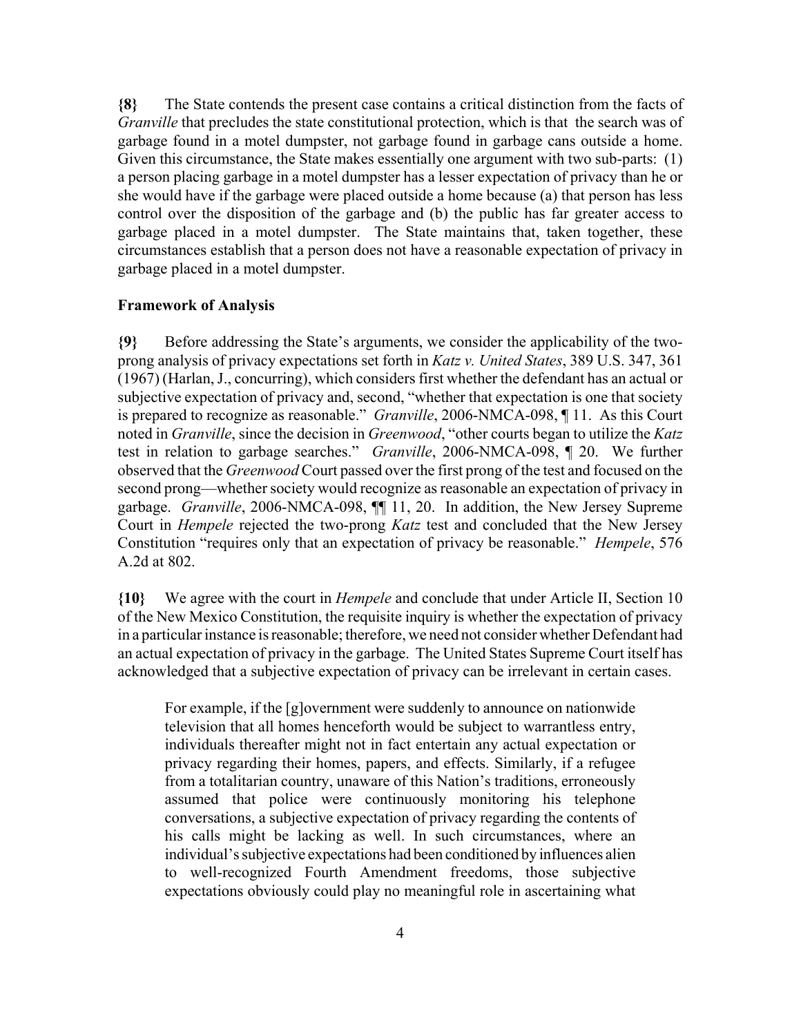**{8}** The State contends the present case contains a critical distinction from the facts of *Granville* that precludes the state constitutional protection, which is that the search was of garbage found in a motel dumpster, not garbage found in garbage cans outside a home. Given this circumstance, the State makes essentially one argument with two sub-parts: (1) a person placing garbage in a motel dumpster has a lesser expectation of privacy than he or she would have if the garbage were placed outside a home because (a) that person has less control over the disposition of the garbage and (b) the public has far greater access to garbage placed in a motel dumpster. The State maintains that, taken together, these circumstances establish that a person does not have a reasonable expectation of privacy in garbage placed in a motel dumpster.

**Framework of Analysis**

**{9}** Before addressing the State's arguments, we consider the applicability of the two-prong analysis of privacy expectations set forth in *Katz v. United States*, 389 U.S. 347, 361 (1967) (Harlan, J., concurring), which considers first whether the defendant has an actual or subjective expectation of privacy and, second, "whether that expectation is one that society is prepared to recognize as reasonable." *Granville*, 2006-NMCA-098, ¶ 11. As this Court noted in *Granville*, since the decision in *Greenwood*, "other courts began to utilize the *Katz* test in relation to garbage searches." *Granville*, 2006-NMCA-098, ¶ 20. We further observed that the *Greenwood* Court passed over the first prong of the test and focused on the second prong—whether society would recognize as reasonable an expectation of privacy in garbage. *Granville*, 2006-NMCA-098, ¶¶ 11, 20. In addition, the New Jersey Supreme Court in *Hempele* rejected the two-prong *Katz* test and concluded that the New Jersey Constitution "requires only that an expectation of privacy be reasonable." *Hempele*, 576 A.2d at 802.

**{10}** We agree with the court in *Hempele* and conclude that under Article II, Section 10 of the New Mexico Constitution, the requisite inquiry is whether the expectation of privacy in a particular instance is reasonable; therefore, we need not consider whether Defendant had an actual expectation of privacy in the garbage. The United States Supreme Court itself has acknowledged that a subjective expectation of privacy can be irrelevant in certain cases.

> For example, if the [g]overnment were suddenly to announce on nationwide television that all homes henceforth would be subject to warrantless entry, individuals thereafter might not in fact entertain any actual expectation or privacy regarding their homes, papers, and effects. Similarly, if a refugee from a totalitarian country, unaware of this Nation's traditions, erroneously assumed that police were continuously monitoring his telephone conversations, a subjective expectation of privacy regarding the contents of his calls might be lacking as well. In such circumstances, where an individual's subjective expectations had been conditioned by influences alien to well-recognized Fourth Amendment freedoms, those subjective expectations obviously could play no meaningful role in ascertaining what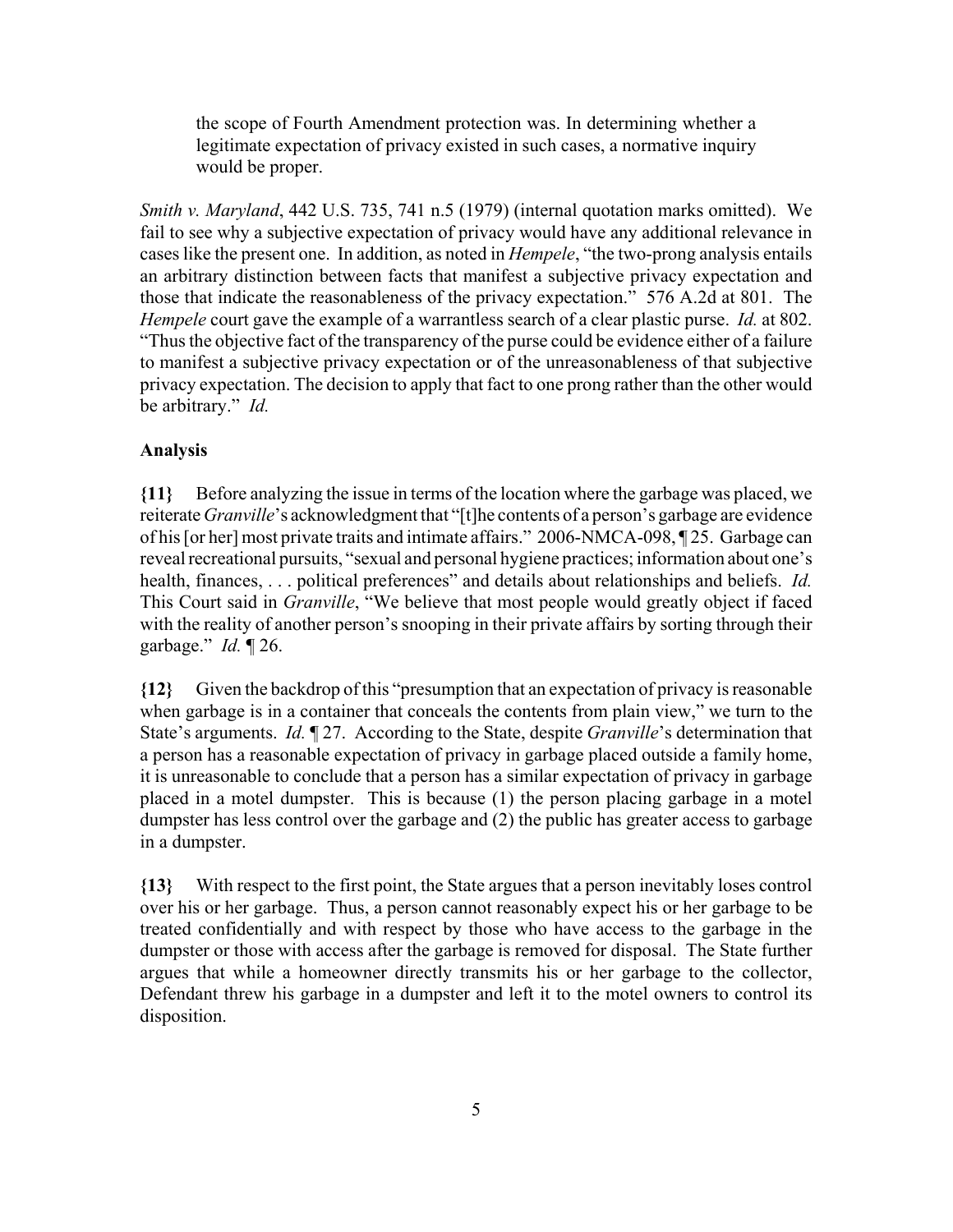> the scope of Fourth Amendment protection was. In determining whether a legitimate expectation of privacy existed in such cases, a normative inquiry would be proper.

*Smith v. Maryland*, 442 U.S. 735, 741 n.5 (1979) (internal quotation marks omitted). We fail to see why a subjective expectation of privacy would have any additional relevance in cases like the present one. In addition, as noted in *Hempele*, "the two-prong analysis entails an arbitrary distinction between facts that manifest a subjective privacy expectation and those that indicate the reasonableness of the privacy expectation." 576 A.2d at 801. The *Hempele* court gave the example of a warrantless search of a clear plastic purse. *Id.* at 802. "Thus the objective fact of the transparency of the purse could be evidence either of a failure to manifest a subjective privacy expectation or of the unreasonableness of that subjective privacy expectation. The decision to apply that fact to one prong rather than the other would be arbitrary." *Id.*

**Analysis**

**{11}** Before analyzing the issue in terms of the location where the garbage was placed, we reiterate *Granville*'s acknowledgment that "[t]he contents of a person's garbage are evidence of his [or her] most private traits and intimate affairs." 2006-NMCA-098, ¶ 25. Garbage can reveal recreational pursuits, "sexual and personal hygiene practices; information about one's health, finances, . . . political preferences" and details about relationships and beliefs. *Id.* This Court said in *Granville*, "We believe that most people would greatly object if faced with the reality of another person's snooping in their private affairs by sorting through their garbage." *Id.* ¶ 26.

**{12}** Given the backdrop of this "presumption that an expectation of privacy is reasonable when garbage is in a container that conceals the contents from plain view," we turn to the State's arguments. *Id.* ¶ 27. According to the State, despite *Granville*'s determination that a person has a reasonable expectation of privacy in garbage placed outside a family home, it is unreasonable to conclude that a person has a similar expectation of privacy in garbage placed in a motel dumpster. This is because (1) the person placing garbage in a motel dumpster has less control over the garbage and (2) the public has greater access to garbage in a dumpster.

**{13}** With respect to the first point, the State argues that a person inevitably loses control over his or her garbage. Thus, a person cannot reasonably expect his or her garbage to be treated confidentially and with respect by those who have access to the garbage in the dumpster or those with access after the garbage is removed for disposal. The State further argues that while a homeowner directly transmits his or her garbage to the collector, Defendant threw his garbage in a dumpster and left it to the motel owners to control its disposition.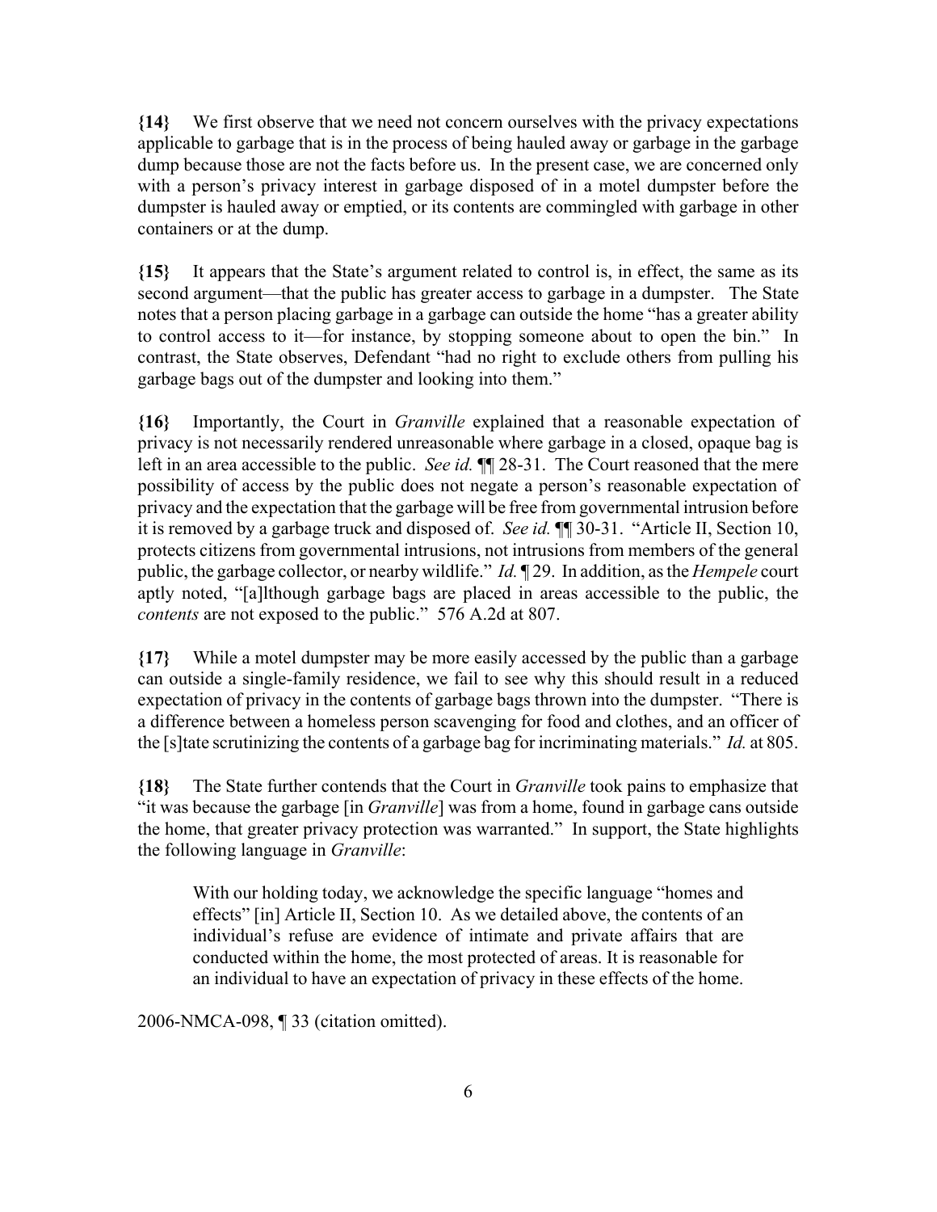**{14}** We first observe that we need not concern ourselves with the privacy expectations applicable to garbage that is in the process of being hauled away or garbage in the garbage dump because those are not the facts before us. In the present case, we are concerned only with a person's privacy interest in garbage disposed of in a motel dumpster before the dumpster is hauled away or emptied, or its contents are commingled with garbage in other containers or at the dump.

**{15}** It appears that the State's argument related to control is, in effect, the same as its second argument—that the public has greater access to garbage in a dumpster. The State notes that a person placing garbage in a garbage can outside the home "has a greater ability to control access to it—for instance, by stopping someone about to open the bin." In contrast, the State observes, Defendant "had no right to exclude others from pulling his garbage bags out of the dumpster and looking into them."

**{16}** Importantly, the Court in *Granville* explained that a reasonable expectation of privacy is not necessarily rendered unreasonable where garbage in a closed, opaque bag is left in an area accessible to the public. *See id.* ¶¶ 28-31. The Court reasoned that the mere possibility of access by the public does not negate a person's reasonable expectation of privacy and the expectation that the garbage will be free from governmental intrusion before it is removed by a garbage truck and disposed of. *See id.* ¶¶ 30-31. "Article II, Section 10, protects citizens from governmental intrusions, not intrusions from members of the general public, the garbage collector, or nearby wildlife." *Id.* ¶ 29. In addition, as the *Hempele* court aptly noted, "[a]lthough garbage bags are placed in areas accessible to the public, the *contents* are not exposed to the public." 576 A.2d at 807.

**{17}** While a motel dumpster may be more easily accessed by the public than a garbage can outside a single-family residence, we fail to see why this should result in a reduced expectation of privacy in the contents of garbage bags thrown into the dumpster. "There is a difference between a homeless person scavenging for food and clothes, and an officer of the [s]tate scrutinizing the contents of a garbage bag for incriminating materials." *Id.* at 805.

**{18}** The State further contends that the Court in *Granville* took pains to emphasize that "it was because the garbage [in *Granville*] was from a home, found in garbage cans outside the home, that greater privacy protection was warranted." In support, the State highlights the following language in *Granville*:

> With our holding today, we acknowledge the specific language "homes and effects" [in] Article II, Section 10. As we detailed above, the contents of an individual's refuse are evidence of intimate and private affairs that are conducted within the home, the most protected of areas. It is reasonable for an individual to have an expectation of privacy in these effects of the home.

2006-NMCA-098, ¶ 33 (citation omitted).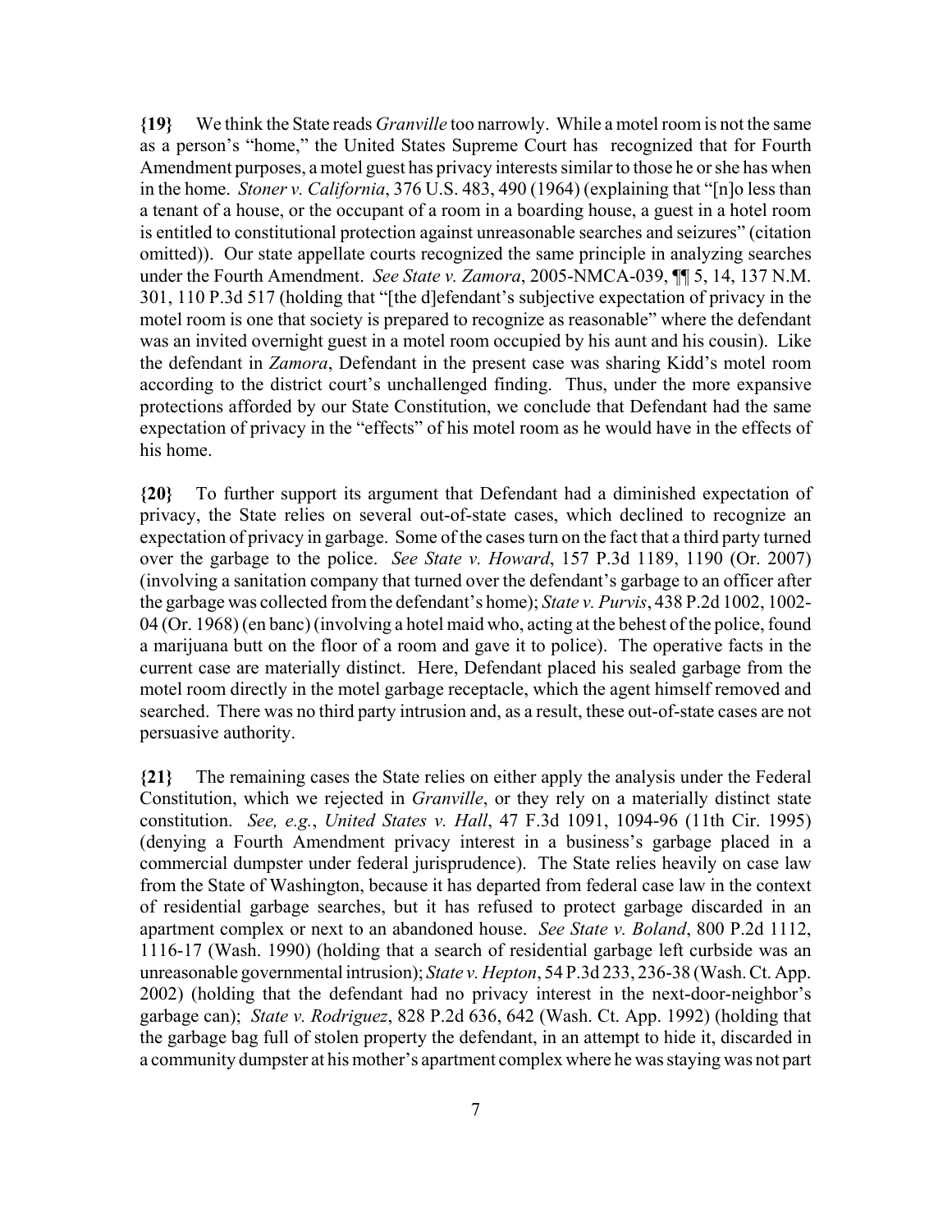**{19}** We think the State reads *Granville* too narrowly. While a motel room is not the same as a person's "home," the United States Supreme Court has recognized that for Fourth Amendment purposes, a motel guest has privacy interests similar to those he or she has when in the home. *Stoner v. California*, 376 U.S. 483, 490 (1964) (explaining that "[n]o less than a tenant of a house, or the occupant of a room in a boarding house, a guest in a hotel room is entitled to constitutional protection against unreasonable searches and seizures" (citation omitted)). Our state appellate courts recognized the same principle in analyzing searches under the Fourth Amendment. *See State v. Zamora*, 2005-NMCA-039, ¶¶ 5, 14, 137 N.M. 301, 110 P.3d 517 (holding that "[the d]efendant's subjective expectation of privacy in the motel room is one that society is prepared to recognize as reasonable" where the defendant was an invited overnight guest in a motel room occupied by his aunt and his cousin). Like the defendant in *Zamora*, Defendant in the present case was sharing Kidd's motel room according to the district court's unchallenged finding. Thus, under the more expansive protections afforded by our State Constitution, we conclude that Defendant had the same expectation of privacy in the "effects" of his motel room as he would have in the effects of his home.

**{20}** To further support its argument that Defendant had a diminished expectation of privacy, the State relies on several out-of-state cases, which declined to recognize an expectation of privacy in garbage. Some of the cases turn on the fact that a third party turned over the garbage to the police. *See State v. Howard*, 157 P.3d 1189, 1190 (Or. 2007) (involving a sanitation company that turned over the defendant's garbage to an officer after the garbage was collected from the defendant's home); *State v. Purvis*, 438 P.2d 1002, 1002-04 (Or. 1968) (en banc) (involving a hotel maid who, acting at the behest of the police, found a marijuana butt on the floor of a room and gave it to police). The operative facts in the current case are materially distinct. Here, Defendant placed his sealed garbage from the motel room directly in the motel garbage receptacle, which the agent himself removed and searched. There was no third party intrusion and, as a result, these out-of-state cases are not persuasive authority.

**{21}** The remaining cases the State relies on either apply the analysis under the Federal Constitution, which we rejected in *Granville*, or they rely on a materially distinct state constitution. *See, e.g.*, *United States v. Hall*, 47 F.3d 1091, 1094-96 (11th Cir. 1995) (denying a Fourth Amendment privacy interest in a business's garbage placed in a commercial dumpster under federal jurisprudence). The State relies heavily on case law from the State of Washington, because it has departed from federal case law in the context of residential garbage searches, but it has refused to protect garbage discarded in an apartment complex or next to an abandoned house. *See State v. Boland*, 800 P.2d 1112, 1116-17 (Wash. 1990) (holding that a search of residential garbage left curbside was an unreasonable governmental intrusion); *State v. Hepton*, 54 P.3d 233, 236-38 (Wash. Ct. App. 2002) (holding that the defendant had no privacy interest in the next-door-neighbor's garbage can); *State v. Rodriguez*, 828 P.2d 636, 642 (Wash. Ct. App. 1992) (holding that the garbage bag full of stolen property the defendant, in an attempt to hide it, discarded in a community dumpster at his mother's apartment complex where he was staying was not part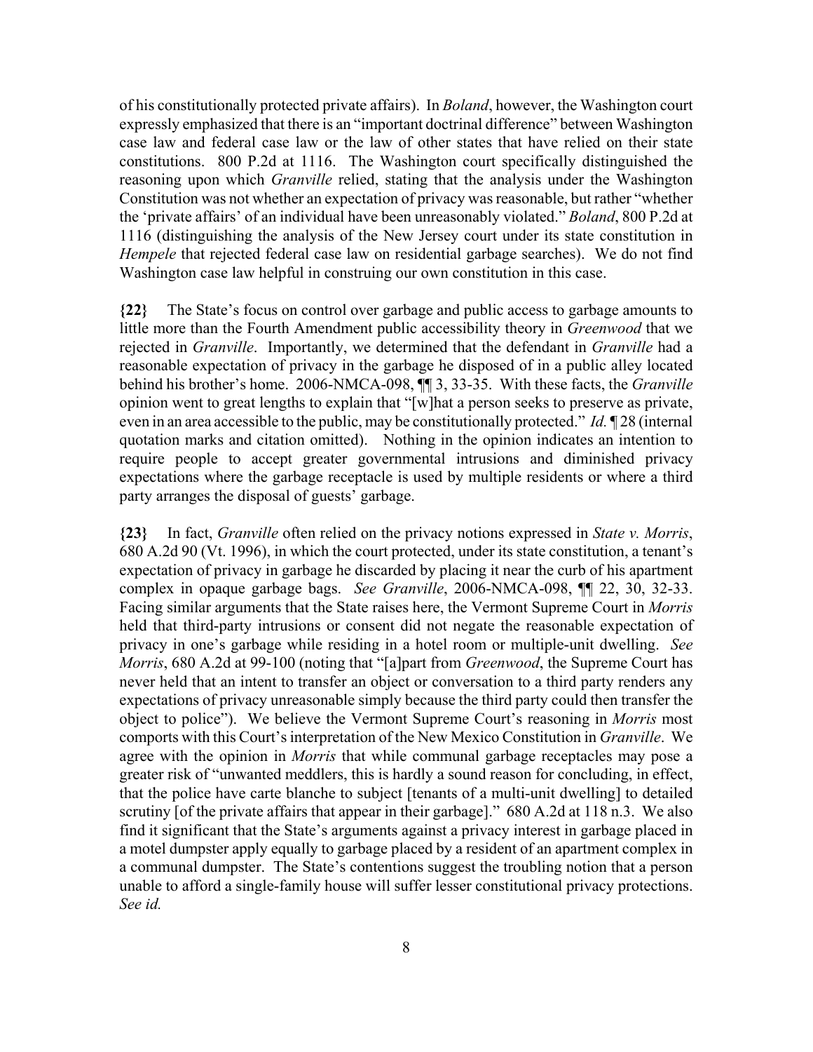of his constitutionally protected private affairs). In *Boland*, however, the Washington court expressly emphasized that there is an "important doctrinal difference" between Washington case law and federal case law or the law of other states that have relied on their state constitutions. 800 P.2d at 1116. The Washington court specifically distinguished the reasoning upon which *Granville* relied, stating that the analysis under the Washington Constitution was not whether an expectation of privacy was reasonable, but rather "whether the 'private affairs' of an individual have been unreasonably violated." *Boland*, 800 P.2d at 1116 (distinguishing the analysis of the New Jersey court under its state constitution in *Hempele* that rejected federal case law on residential garbage searches). We do not find Washington case law helpful in construing our own constitution in this case.

**{22}** The State's focus on control over garbage and public access to garbage amounts to little more than the Fourth Amendment public accessibility theory in *Greenwood* that we rejected in *Granville*. Importantly, we determined that the defendant in *Granville* had a reasonable expectation of privacy in the garbage he disposed of in a public alley located behind his brother's home. 2006-NMCA-098, ¶¶ 3, 33-35. With these facts, the *Granville* opinion went to great lengths to explain that "[w]hat a person seeks to preserve as private, even in an area accessible to the public, may be constitutionally protected." *Id.* ¶ 28 (internal quotation marks and citation omitted). Nothing in the opinion indicates an intention to require people to accept greater governmental intrusions and diminished privacy expectations where the garbage receptacle is used by multiple residents or where a third party arranges the disposal of guests' garbage.

**{23}** In fact, *Granville* often relied on the privacy notions expressed in *State v. Morris*, 680 A.2d 90 (Vt. 1996), in which the court protected, under its state constitution, a tenant's expectation of privacy in garbage he discarded by placing it near the curb of his apartment complex in opaque garbage bags. *See Granville*, 2006-NMCA-098, ¶¶ 22, 30, 32-33. Facing similar arguments that the State raises here, the Vermont Supreme Court in *Morris* held that third-party intrusions or consent did not negate the reasonable expectation of privacy in one's garbage while residing in a hotel room or multiple-unit dwelling. *See Morris*, 680 A.2d at 99-100 (noting that "[a]part from *Greenwood*, the Supreme Court has never held that an intent to transfer an object or conversation to a third party renders any expectations of privacy unreasonable simply because the third party could then transfer the object to police"). We believe the Vermont Supreme Court's reasoning in *Morris* most comports with this Court's interpretation of the New Mexico Constitution in *Granville*. We agree with the opinion in *Morris* that while communal garbage receptacles may pose a greater risk of "unwanted meddlers, this is hardly a sound reason for concluding, in effect, that the police have carte blanche to subject [tenants of a multi-unit dwelling] to detailed scrutiny [of the private affairs that appear in their garbage]." 680 A.2d at 118 n.3. We also find it significant that the State's arguments against a privacy interest in garbage placed in a motel dumpster apply equally to garbage placed by a resident of an apartment complex in a communal dumpster. The State's contentions suggest the troubling notion that a person unable to afford a single-family house will suffer lesser constitutional privacy protections. *See id.*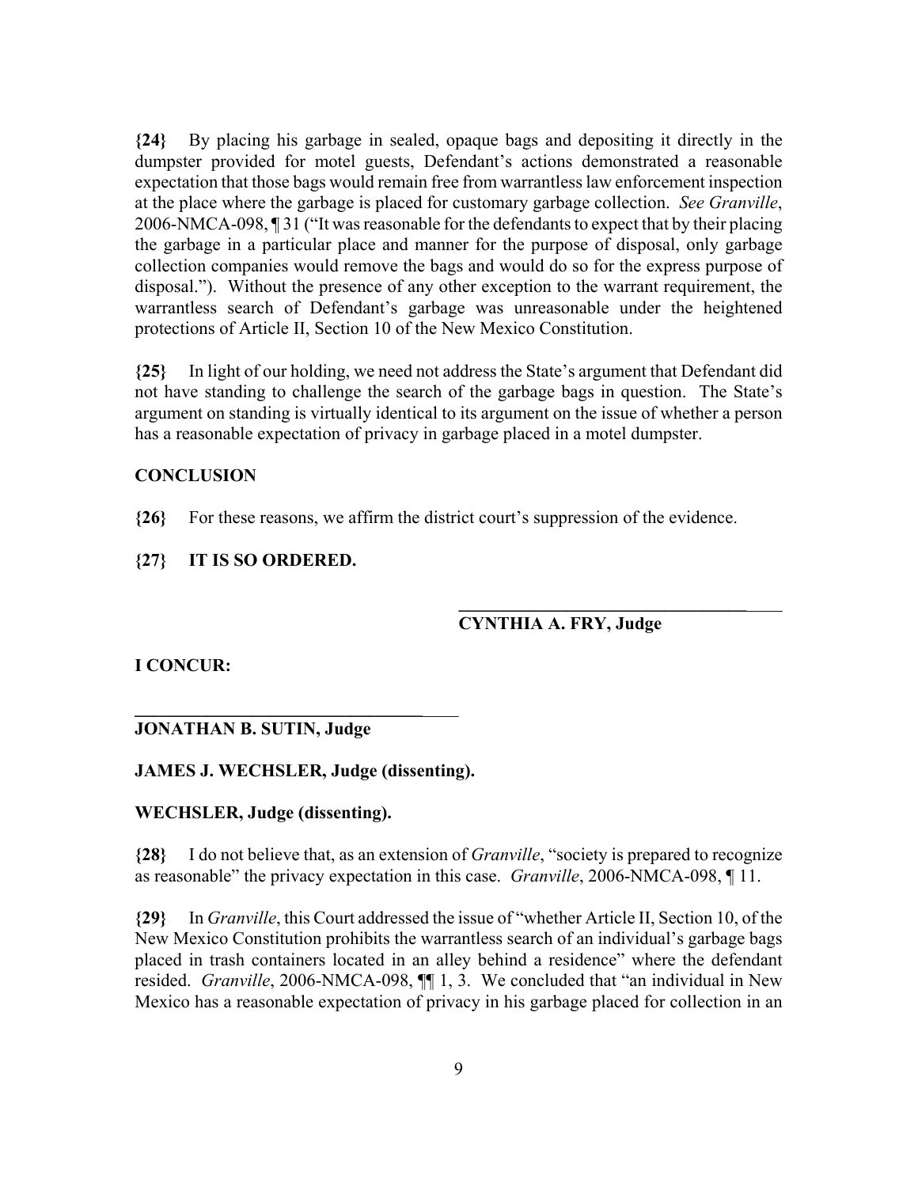**{24}** By placing his garbage in sealed, opaque bags and depositing it directly in the dumpster provided for motel guests, Defendant's actions demonstrated a reasonable expectation that those bags would remain free from warrantless law enforcement inspection at the place where the garbage is placed for customary garbage collection. *See Granville*, 2006-NMCA-098, ¶ 31 ("It was reasonable for the defendants to expect that by their placing the garbage in a particular place and manner for the purpose of disposal, only garbage collection companies would remove the bags and would do so for the express purpose of disposal."). Without the presence of any other exception to the warrant requirement, the warrantless search of Defendant's garbage was unreasonable under the heightened protections of Article II, Section 10 of the New Mexico Constitution.

**{25}** In light of our holding, we need not address the State's argument that Defendant did not have standing to challenge the search of the garbage bags in question. The State's argument on standing is virtually identical to its argument on the issue of whether a person has a reasonable expectation of privacy in garbage placed in a motel dumpster.

**CONCLUSION**

**{26}** For these reasons, we affirm the district court's suppression of the evidence.

**{27}** **IT IS SO ORDERED.**

_________________________________

**CYNTHIA A. FRY, Judge**

**I CONCUR:**

_________________________________

**JONATHAN B. SUTIN, Judge**

**JAMES J. WECHSLER, Judge (dissenting).**

**WECHSLER, Judge (dissenting).**

**{28}** I do not believe that, as an extension of *Granville*, "society is prepared to recognize as reasonable" the privacy expectation in this case. *Granville*, 2006-NMCA-098, ¶ 11.

**{29}** In *Granville*, this Court addressed the issue of "whether Article II, Section 10, of the New Mexico Constitution prohibits the warrantless search of an individual's garbage bags placed in trash containers located in an alley behind a residence" where the defendant resided. *Granville*, 2006-NMCA-098, ¶¶ 1, 3. We concluded that "an individual in New Mexico has a reasonable expectation of privacy in his garbage placed for collection in an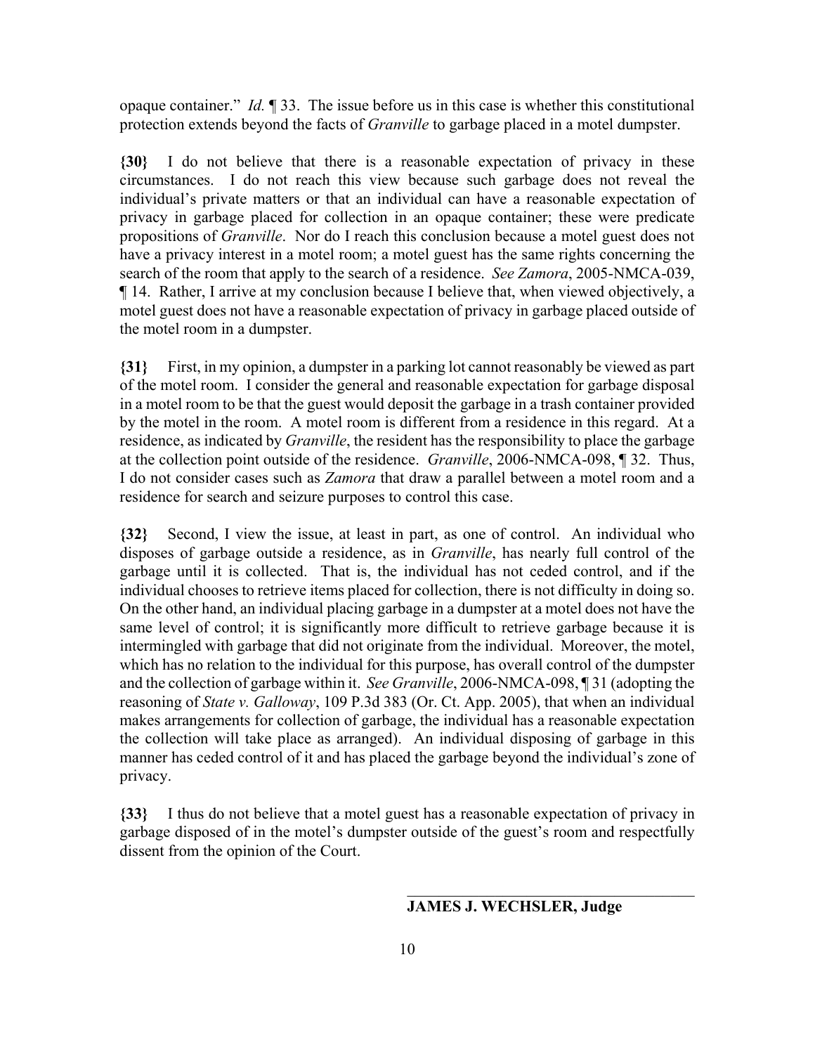opaque container." *Id.* ¶ 33. The issue before us in this case is whether this constitutional protection extends beyond the facts of *Granville* to garbage placed in a motel dumpster.

**{30}** I do not believe that there is a reasonable expectation of privacy in these circumstances. I do not reach this view because such garbage does not reveal the individual's private matters or that an individual can have a reasonable expectation of privacy in garbage placed for collection in an opaque container; these were predicate propositions of *Granville*. Nor do I reach this conclusion because a motel guest does not have a privacy interest in a motel room; a motel guest has the same rights concerning the search of the room that apply to the search of a residence. *See Zamora*, 2005-NMCA-039, ¶ 14. Rather, I arrive at my conclusion because I believe that, when viewed objectively, a motel guest does not have a reasonable expectation of privacy in garbage placed outside of the motel room in a dumpster.

**{31}** First, in my opinion, a dumpster in a parking lot cannot reasonably be viewed as part of the motel room. I consider the general and reasonable expectation for garbage disposal in a motel room to be that the guest would deposit the garbage in a trash container provided by the motel in the room. A motel room is different from a residence in this regard. At a residence, as indicated by *Granville*, the resident has the responsibility to place the garbage at the collection point outside of the residence. *Granville*, 2006-NMCA-098, ¶ 32. Thus, I do not consider cases such as *Zamora* that draw a parallel between a motel room and a residence for search and seizure purposes to control this case.

**{32}** Second, I view the issue, at least in part, as one of control. An individual who disposes of garbage outside a residence, as in *Granville*, has nearly full control of the garbage until it is collected. That is, the individual has not ceded control, and if the individual chooses to retrieve items placed for collection, there is not difficulty in doing so. On the other hand, an individual placing garbage in a dumpster at a motel does not have the same level of control; it is significantly more difficult to retrieve garbage because it is intermingled with garbage that did not originate from the individual. Moreover, the motel, which has no relation to the individual for this purpose, has overall control of the dumpster and the collection of garbage within it. *See Granville*, 2006-NMCA-098, ¶ 31 (adopting the reasoning of *State v. Galloway*, 109 P.3d 383 (Or. Ct. App. 2005), that when an individual makes arrangements for collection of garbage, the individual has a reasonable expectation the collection will take place as arranged). An individual disposing of garbage in this manner has ceded control of it and has placed the garbage beyond the individual's zone of privacy.

**{33}** I thus do not believe that a motel guest has a reasonable expectation of privacy in garbage disposed of in the motel's dumpster outside of the guest's room and respectfully dissent from the opinion of the Court.

\_\_\_\_\_\_\_\_\_\_\_\_\_\_\_\_\_\_\_\_\_\_\_\_\_\_\_\_\_\_\_\_\_\_\_\_

**JAMES J. WECHSLER, Judge**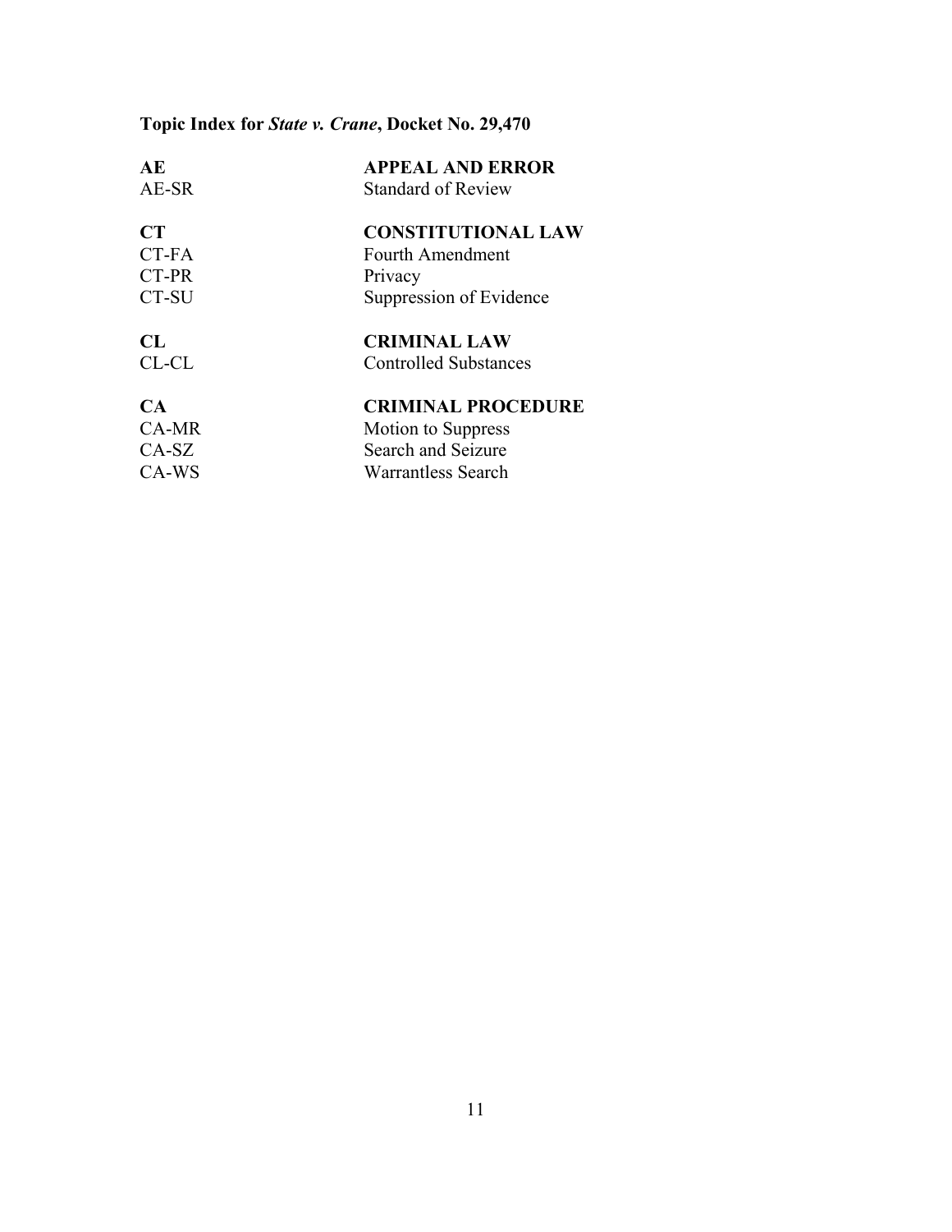**Topic Index for *State v. Crane*, Docket No. 29,470**

| | |
|---|---|
| **AE** | **APPEAL AND ERROR** |
| AE-SR | Standard of Review |
| | |
| **CT** | **CONSTITUTIONAL LAW** |
| CT-FA | Fourth Amendment |
| CT-PR | Privacy |
| CT-SU | Suppression of Evidence |
| | |
| **CL** | **CRIMINAL LAW** |
| CL-CL | Controlled Substances |
| | |
| **CA** | **CRIMINAL PROCEDURE** |
| CA-MR | Motion to Suppress |
| CA-SZ | Search and Seizure |
| CA-WS | Warrantless Search |